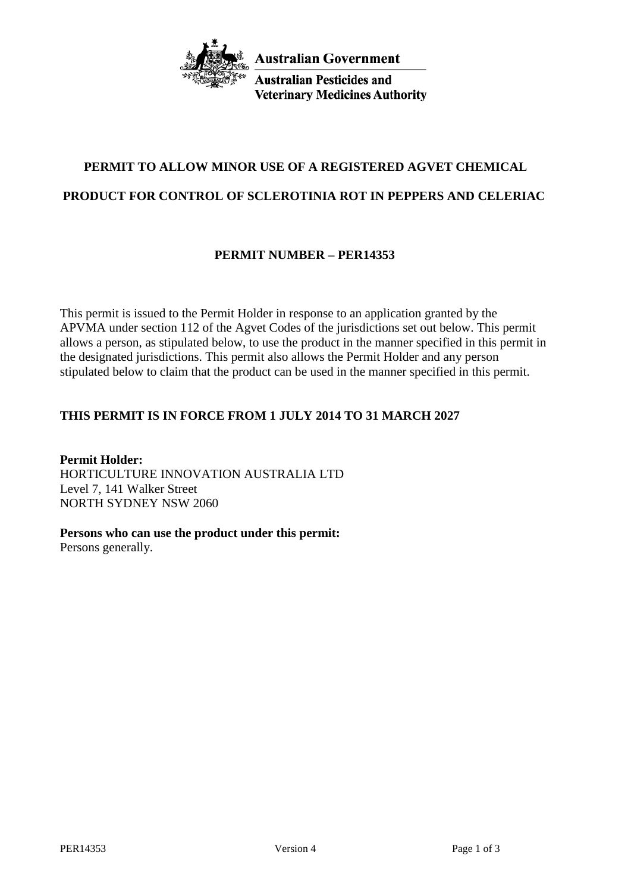Australian Government

Australian Pesticides and Veterinary Medicines Authority

# PERMIT TO ALLOW MINOR USE OF A REGISTERED AGVET CHEMICAL PRODUCT FOR CONTROL OF SCLEROTINIA ROT IN PEPPERS AND CELERIAC

## PERMIT NUMBER – PER14353

This permit is issued to the Permit Holder in response to an application granted by the APVMA under section 112 of the Agvet Codes of the jurisdictions set out below. This permit allows a person, as stipulated below, to use the product in the manner specified in this permit in the designated jurisdictions. This permit also allows the Permit Holder and any person stipulated below to claim that the product can be used in the manner specified in this permit.

**THIS PERMIT IS IN FORCE FROM 1 JULY 2014 TO 31 MARCH 2027**

**Permit Holder:**
HORTICULTURE INNOVATION AUSTRALIA LTD
Level 7, 141 Walker Street
NORTH SYDNEY NSW 2060

**Persons who can use the product under this permit:**
Persons generally.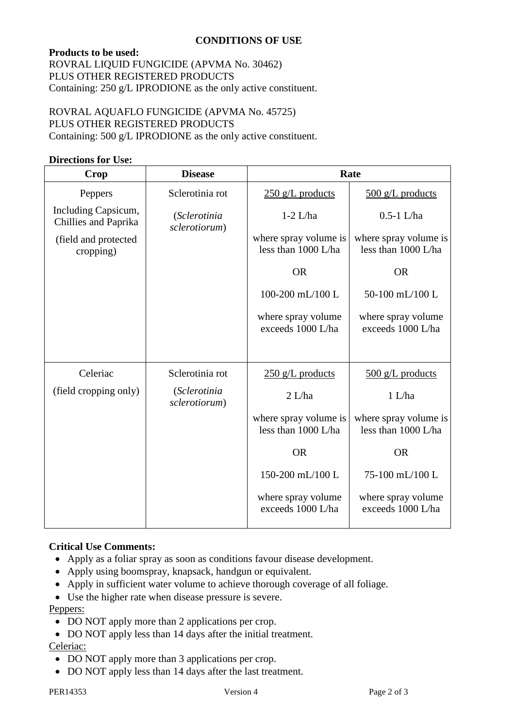**CONDITIONS OF USE**

**Products to be used:**
ROVRAL LIQUID FUNGICIDE (APVMA No. 30462)
PLUS OTHER REGISTERED PRODUCTS
Containing: 250 g/L IPRODIONE as the only active constituent.

ROVRAL AQUAFLO FUNGICIDE (APVMA No. 45725)
PLUS OTHER REGISTERED PRODUCTS
Containing: 500 g/L IPRODIONE as the only active constituent.

**Directions for Use:**

| Crop | Disease | Rate | |
|---|---|---|---|
| Peppers<br><br>Including Capsicum, Chillies and Paprika<br><br>(field and protected cropping) | Sclerotinia rot<br><br>(*Sclerotinia sclerotiorum*) | 250 g/L products<br><br>1-2 L/ha<br><br>where spray volume is less than 1000 L/ha<br><br>OR<br><br>100-200 mL/100 L<br><br>where spray volume exceeds 1000 L/ha | 500 g/L products<br><br>0.5-1 L/ha<br><br>where spray volume is less than 1000 L/ha<br><br>OR<br><br>50-100 mL/100 L<br><br>where spray volume exceeds 1000 L/ha |
| Celeriac<br><br>(field cropping only) | Sclerotinia rot<br><br>(*Sclerotinia sclerotiorum*) | 250 g/L products<br><br>2 L/ha<br><br>where spray volume is less than 1000 L/ha<br><br>OR<br><br>150-200 mL/100 L<br><br>where spray volume exceeds 1000 L/ha | 500 g/L products<br><br>1 L/ha<br><br>where spray volume is less than 1000 L/ha<br><br>OR<br><br>75-100 mL/100 L<br><br>where spray volume exceeds 1000 L/ha |

**Critical Use Comments:**

- Apply as a foliar spray as soon as conditions favour disease development.
- Apply using boomspray, knapsack, handgun or equivalent.
- Apply in sufficient water volume to achieve thorough coverage of all foliage.
- Use the higher rate when disease pressure is severe.

Peppers:

- DO NOT apply more than 2 applications per crop.
- DO NOT apply less than 14 days after the initial treatment.

Celeriac:

- DO NOT apply more than 3 applications per crop.
- DO NOT apply less than 14 days after the last treatment.

PER14353 Version 4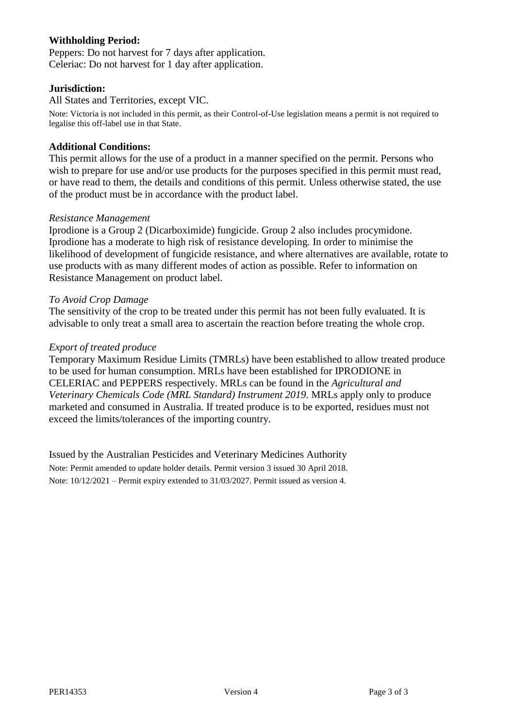**Withholding Period:**

Peppers: Do not harvest for 7 days after application.
Celeriac: Do not harvest for 1 day after application.

**Jurisdiction:**

All States and Territories, except VIC.

Note: Victoria is not included in this permit, as their Control-of-Use legislation means a permit is not required to legalise this off-label use in that State.

**Additional Conditions:**

This permit allows for the use of a product in a manner specified on the permit. Persons who wish to prepare for use and/or use products for the purposes specified in this permit must read, or have read to them, the details and conditions of this permit. Unless otherwise stated, the use of the product must be in accordance with the product label.

*Resistance Management*

Iprodione is a Group 2 (Dicarboximide) fungicide. Group 2 also includes procymidone. Iprodione has a moderate to high risk of resistance developing. In order to minimise the likelihood of development of fungicide resistance, and where alternatives are available, rotate to use products with as many different modes of action as possible. Refer to information on Resistance Management on product label.

*To Avoid Crop Damage*

The sensitivity of the crop to be treated under this permit has not been fully evaluated. It is advisable to only treat a small area to ascertain the reaction before treating the whole crop.

*Export of treated produce*

Temporary Maximum Residue Limits (TMRLs) have been established to allow treated produce to be used for human consumption. MRLs have been established for IPRODIONE in CELERIAC and PEPPERS respectively. MRLs can be found in the *Agricultural and Veterinary Chemicals Code (MRL Standard) Instrument 2019*. MRLs apply only to produce marketed and consumed in Australia. If treated produce is to be exported, residues must not exceed the limits/tolerances of the importing country.

Issued by the Australian Pesticides and Veterinary Medicines Authority

Note: Permit amended to update holder details. Permit version 3 issued 30 April 2018.

Note: 10/12/2021 – Permit expiry extended to 31/03/2027. Permit issued as version 4.